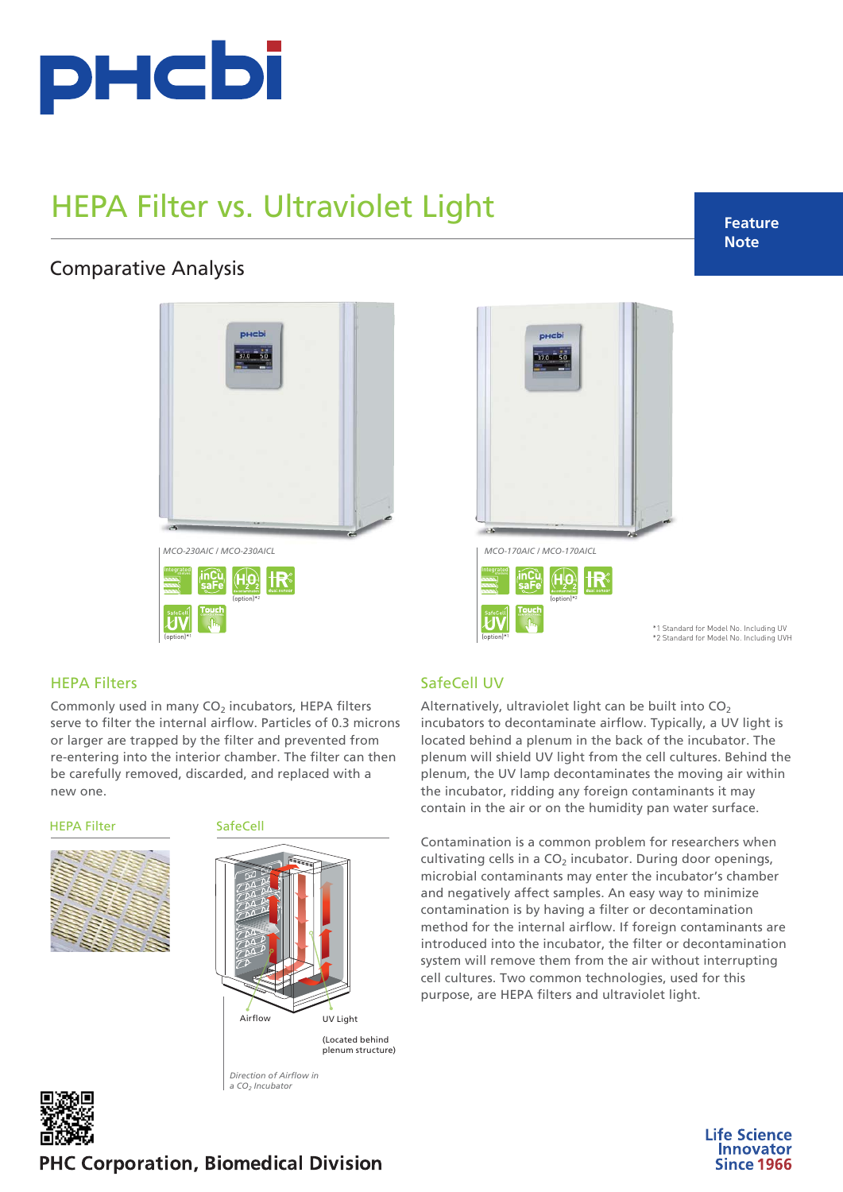# HEPA Filter vs. Ultraviolet Light

Feature Note

## Comparative Analysis

MCO-230AIC / MCO-230AICL

MCO-170AIC / MCO-170AICL

*1 Standard for Model No. Including UV
*2 Standard for Model No. Including UVH

### HEPA Filters

Commonly used in many $CO_2$ incubators, HEPA filters serve to filter the internal airflow. Particles of 0.3 microns or larger are trapped by the filter and prevented from re-entering into the interior chamber. The filter can then be carefully removed, discarded, and replaced with a new one.

HEPA Filter

SafeCell

Airflow

UV Light

(Located behind plenum structure)

*Direction of Airflow in a $CO_2$ Incubator*

### SafeCell UV

Alternatively, ultraviolet light can be built into $CO_2$ incubators to decontaminate airflow. Typically, a UV light is located behind a plenum in the back of the incubator. The plenum will shield UV light from the cell cultures. Behind the plenum, the UV lamp decontaminates the moving air within the incubator, ridding any foreign contaminants it may contain in the air or on the humidity pan water surface.

Contamination is a common problem for researchers when cultivating cells in a $CO_2$ incubator. During door openings, microbial contaminants may enter the incubator's chamber and negatively affect samples. An easy way to minimize contamination is by having a filter or decontamination method for the internal airflow. If foreign contaminants are introduced into the incubator, the filter or decontamination system will remove them from the air without interrupting cell cultures. Two common technologies, used for this purpose, are HEPA filters and ultraviolet light.

PHC Corporation, Biomedical Division

Life Science Innovator Since 1966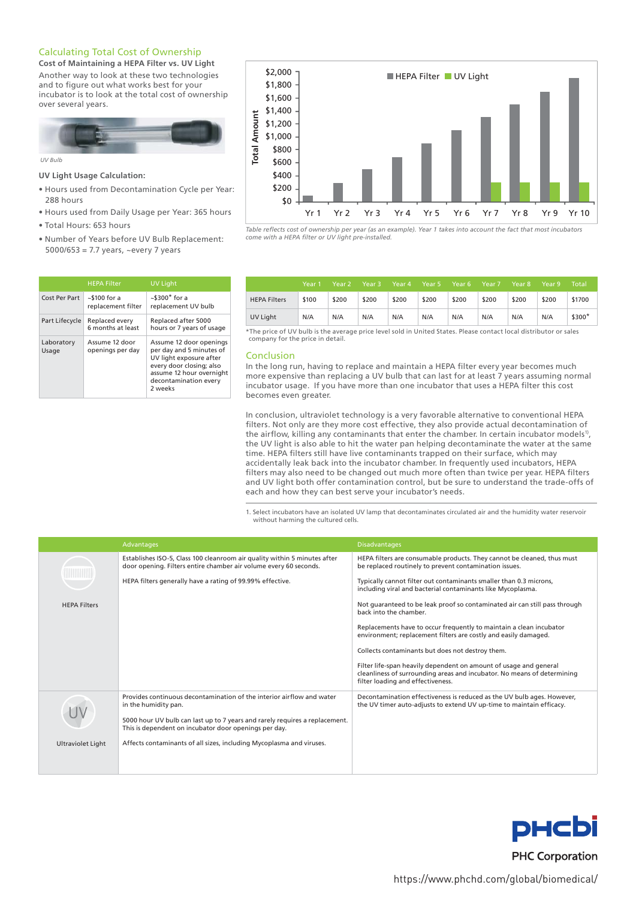## Calculating Total Cost of Ownership

**Cost of Maintaining a HEPA Filter vs. UV Light**

Another way to look at these two technologies and to figure out what works best for your incubator is to look at the total cost of ownership over several years.

*UV Bulb*

**UV Light Usage Calculation:**

- Hours used from Decontamination Cycle per Year: 288 hours
- Hours used from Daily Usage per Year: 365 hours
- Total Hours: 653 hours
- Number of Years before UV Bulb Replacement: 5000/653 = 7.7 years, ~every 7 years

Total Amount

$2,000
$1,800
$1,600
$1,400
$1,200
$1,000
$800
$600
$400
$200
$0

HEPA Filter UV Light

Yr 1 Yr 2 Yr 3 Yr 4 Yr 5 Yr 6 Yr 7 Yr 8 Yr 9 Yr 10

*Table reflects cost of ownership per year (as an example). Year 1 takes into account the fact that most incubators come with a HEPA filter or UV light pre-installed.*

| | HEPA Filter | UV Light |
|---|---|---|
| Cost Per Part | ~$100 for a replacement filter | ~$300* for a replacement UV bulb |
| Part Lifecycle | Replaced every 6 months at least | Replaced after 5000 hours or 7 years of usage |
| Laboratory Usage | Assume 12 door openings per day | Assume 12 door openings per day and 5 minutes of UV light exposure after every door closing; also assume 12 hour overnight decontamination every 2 weeks |

| | Year 1 | Year 2 | Year 3 | Year 4 | Year 5 | Year 6 | Year 7 | Year 8 | Year 9 | Total |
|---|---|---|---|---|---|---|---|---|---|---|
| HEPA Filters | $100 | $200 | $200 | $200 | $200 | $200 | $200 | $200 | $200 | $1700 |
| UV Light | N/A | N/A | N/A | N/A | N/A | N/A | N/A | N/A | N/A | $300* |

*The price of UV bulb is the average price level sold in United States. Please contact local distributor or sales company for the price in detail.

## Conclusion

In the long run, having to replace and maintain a HEPA filter every year becomes much more expensive than replacing a UV bulb that can last for at least 7 years assuming normal incubator usage. If you have more than one incubator that uses a HEPA filter this cost becomes even greater.

In conclusion, ultraviolet technology is a very favorable alternative to conventional HEPA filters. Not only are they more cost effective, they also provide actual decontamination of the airflow, killing any contaminants that enter the chamber. In certain incubator models[1], the UV light is also able to hit the water pan helping decontaminate the water at the same time. HEPA filters still have live contaminants trapped on their surface, which may accidentally leak back into the incubator chamber. In frequently used incubators, HEPA filters may also need to be changed out much more often than twice per year. HEPA filters and UV light both offer contamination control, but be sure to understand the trade-offs of each and how they can best serve your incubator's needs.

1. Select incubators have an isolated UV lamp that decontaminates circulated air and the humidity water reservoir without harming the cultured cells.

| | Advantages | Disadvantages |
|---|---|---|
| HEPA Filters | Establishes ISO-5, Class 100 cleanroom air quality within 5 minutes after door opening. Filters entire chamber air volume every 60 seconds.<br><br>HEPA filters generally have a rating of 99.99% effective. | HEPA filters are consumable products. They cannot be cleaned, thus must be replaced routinely to prevent contamination issues.<br><br>Typically cannot filter out contaminants smaller than 0.3 microns, including viral and bacterial contaminants like Mycoplasma.<br><br>Not guaranteed to be leak proof so contaminated air can still pass through back into the chamber.<br><br>Replacements have to occur frequently to maintain a clean incubator environment; replacement filters are costly and easily damaged.<br><br>Collects contaminants but does not destroy them.<br><br>Filter life-span heavily dependent on amount of usage and general cleanliness of surrounding areas and incubator. No means of determining filter loading and effectiveness. |
| Ultraviolet Light | Provides continuous decontamination of the interior airflow and water in the humidity pan.<br><br>5000 hour UV bulb can last up to 7 years and rarely requires a replacement. This is dependent on incubator door openings per day.<br><br>Affects contaminants of all sizes, including Mycoplasma and viruses. | Decontamination effectiveness is reduced as the UV bulb ages. However, the UV timer auto-adjusts to extend UV up-time to maintain efficacy. |

PHC Corporation

https://www.phchd.com/global/biomedical/